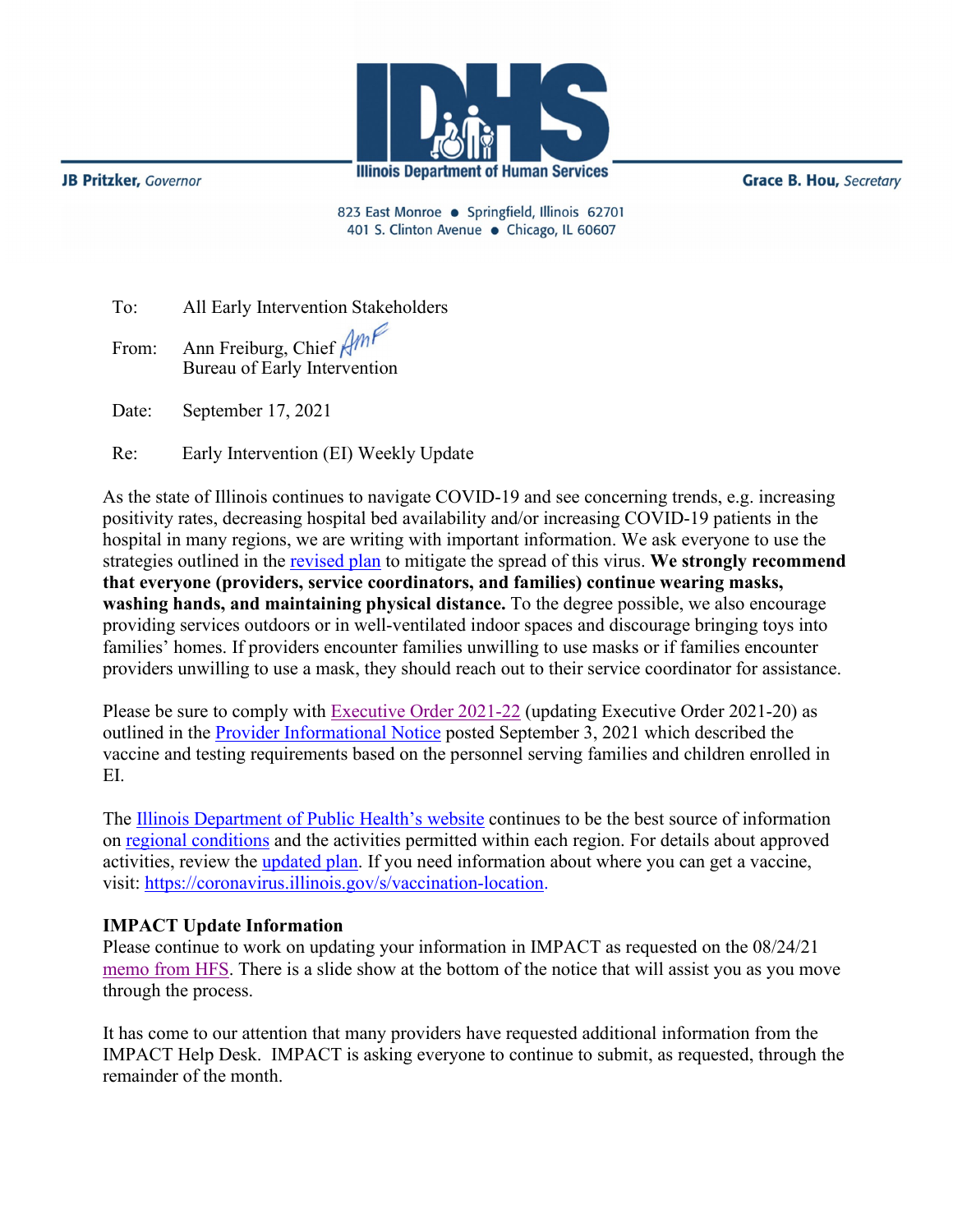JB Pritzker, *Governor*

Illinois Department of Human Services

Grace B. Hou, *Secretary*

823 East Monroe • Springfield, Illinois 62701
401 S. Clinton Avenue • Chicago, IL 60607

To: All Early Intervention Stakeholders

From: Ann Freiburg, Chief
Bureau of Early Intervention

Date: September 17, 2021

Re: Early Intervention (EI) Weekly Update

As the state of Illinois continues to navigate COVID-19 and see concerning trends, e.g. increasing positivity rates, decreasing hospital bed availability and/or increasing COVID-19 patients in the hospital in many regions, we are writing with important information. We ask everyone to use the strategies outlined in the revised plan to mitigate the spread of this virus. **We strongly recommend that everyone (providers, service coordinators, and families) continue wearing masks, washing hands, and maintaining physical distance.** To the degree possible, we also encourage providing services outdoors or in well-ventilated indoor spaces and discourage bringing toys into families' homes. If providers encounter families unwilling to use masks or if families encounter providers unwilling to use a mask, they should reach out to their service coordinator for assistance.

Please be sure to comply with Executive Order 2021-22 (updating Executive Order 2021-20) as outlined in the Provider Informational Notice posted September 3, 2021 which described the vaccine and testing requirements based on the personnel serving families and children enrolled in EI.

The Illinois Department of Public Health's website continues to be the best source of information on regional conditions and the activities permitted within each region. For details about approved activities, review the updated plan. If you need information about where you can get a vaccine, visit: https://coronavirus.illinois.gov/s/vaccination-location.

**IMPACT Update Information**

Please continue to work on updating your information in IMPACT as requested on the 08/24/21 memo from HFS. There is a slide show at the bottom of the notice that will assist you as you move through the process.

It has come to our attention that many providers have requested additional information from the IMPACT Help Desk. IMPACT is asking everyone to continue to submit, as requested, through the remainder of the month.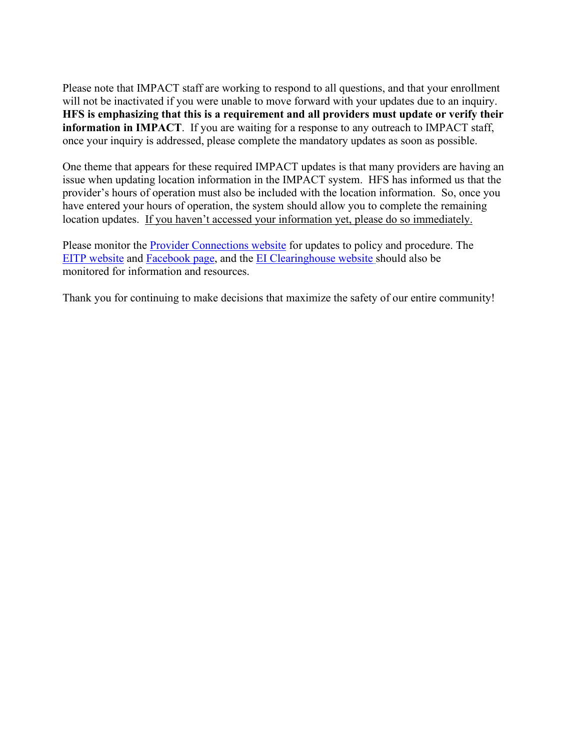Please note that IMPACT staff are working to respond to all questions, and that your enrollment will not be inactivated if you were unable to move forward with your updates due to an inquiry. **HFS is emphasizing that this is a requirement and all providers must update or verify their information in IMPACT**. If you are waiting for a response to any outreach to IMPACT staff, once your inquiry is addressed, please complete the mandatory updates as soon as possible.

One theme that appears for these required IMPACT updates is that many providers are having an issue when updating location information in the IMPACT system. HFS has informed us that the provider's hours of operation must also be included with the location information. So, once you have entered your hours of operation, the system should allow you to complete the remaining location updates. If you haven't accessed your information yet, please do so immediately.

Please monitor the Provider Connections website for updates to policy and procedure. The EITP website and Facebook page, and the EI Clearinghouse website should also be monitored for information and resources.

Thank you for continuing to make decisions that maximize the safety of our entire community!